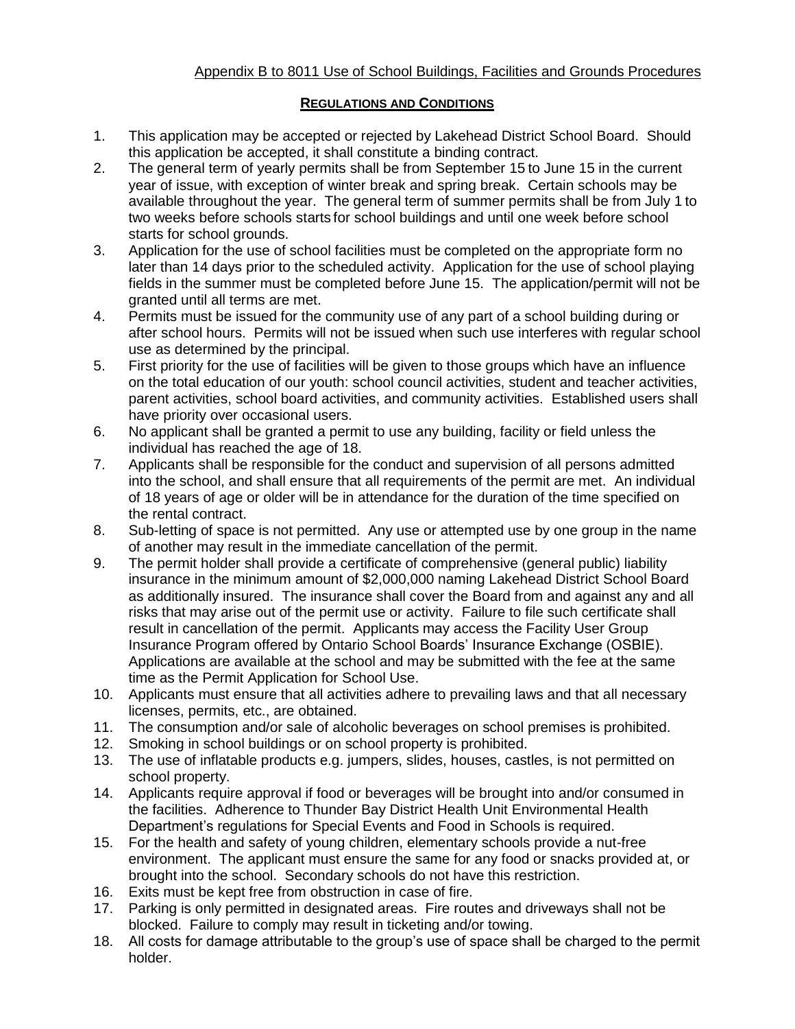Appendix B to 8011 Use of School Buildings, Facilities and Grounds Procedures

## REGULATIONS AND CONDITIONS

1. This application may be accepted or rejected by Lakehead District School Board. Should this application be accepted, it shall constitute a binding contract.
2. The general term of yearly permits shall be from September 15 to June 15 in the current year of issue, with exception of winter break and spring break. Certain schools may be available throughout the year. The general term of summer permits shall be from July 1 to two weeks before schools starts for school buildings and until one week before school starts for school grounds.
3. Application for the use of school facilities must be completed on the appropriate form no later than 14 days prior to the scheduled activity. Application for the use of school playing fields in the summer must be completed before June 15. The application/permit will not be granted until all terms are met.
4. Permits must be issued for the community use of any part of a school building during or after school hours. Permits will not be issued when such use interferes with regular school use as determined by the principal.
5. First priority for the use of facilities will be given to those groups which have an influence on the total education of our youth: school council activities, student and teacher activities, parent activities, school board activities, and community activities. Established users shall have priority over occasional users.
6. No applicant shall be granted a permit to use any building, facility or field unless the individual has reached the age of 18.
7. Applicants shall be responsible for the conduct and supervision of all persons admitted into the school, and shall ensure that all requirements of the permit are met. An individual of 18 years of age or older will be in attendance for the duration of the time specified on the rental contract.
8. Sub-letting of space is not permitted. Any use or attempted use by one group in the name of another may result in the immediate cancellation of the permit.
9. The permit holder shall provide a certificate of comprehensive (general public) liability insurance in the minimum amount of $2,000,000 naming Lakehead District School Board as additionally insured. The insurance shall cover the Board from and against any and all risks that may arise out of the permit use or activity. Failure to file such certificate shall result in cancellation of the permit. Applicants may access the Facility User Group Insurance Program offered by Ontario School Boards' Insurance Exchange (OSBIE). Applications are available at the school and may be submitted with the fee at the same time as the Permit Application for School Use.
10. Applicants must ensure that all activities adhere to prevailing laws and that all necessary licenses, permits, etc., are obtained.
11. The consumption and/or sale of alcoholic beverages on school premises is prohibited.
12. Smoking in school buildings or on school property is prohibited.
13. The use of inflatable products e.g. jumpers, slides, houses, castles, is not permitted on school property.
14. Applicants require approval if food or beverages will be brought into and/or consumed in the facilities. Adherence to Thunder Bay District Health Unit Environmental Health Department's regulations for Special Events and Food in Schools is required.
15. For the health and safety of young children, elementary schools provide a nut-free environment. The applicant must ensure the same for any food or snacks provided at, or brought into the school. Secondary schools do not have this restriction.
16. Exits must be kept free from obstruction in case of fire.
17. Parking is only permitted in designated areas. Fire routes and driveways shall not be blocked. Failure to comply may result in ticketing and/or towing.
18. All costs for damage attributable to the group's use of space shall be charged to the permit holder.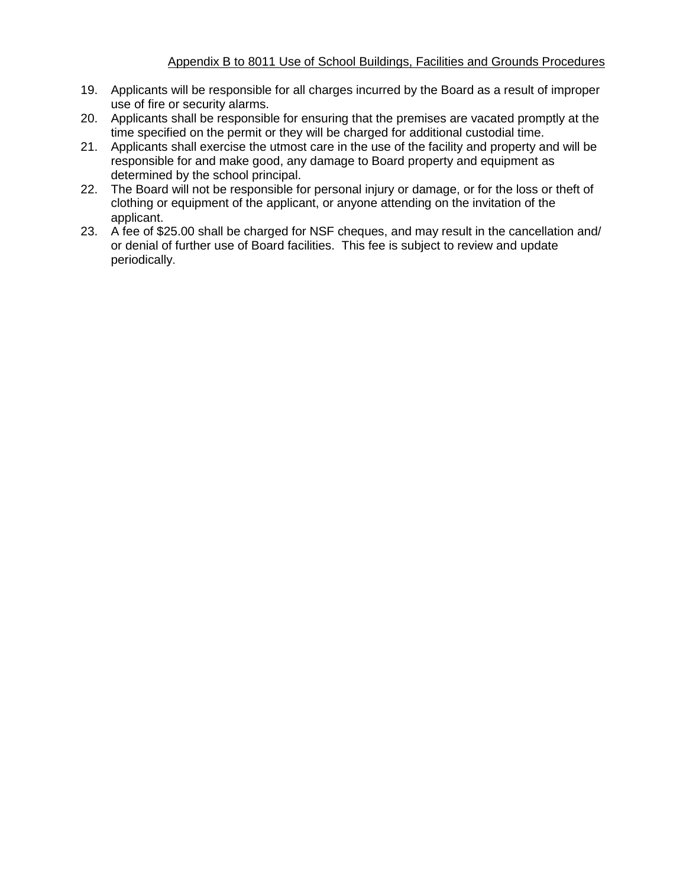19. Applicants will be responsible for all charges incurred by the Board as a result of improper use of fire or security alarms.
20. Applicants shall be responsible for ensuring that the premises are vacated promptly at the time specified on the permit or they will be charged for additional custodial time.
21. Applicants shall exercise the utmost care in the use of the facility and property and will be responsible for and make good, any damage to Board property and equipment as determined by the school principal.
22. The Board will not be responsible for personal injury or damage, or for the loss or theft of clothing or equipment of the applicant, or anyone attending on the invitation of the applicant.
23. A fee of $25.00 shall be charged for NSF cheques, and may result in the cancellation and/ or denial of further use of Board facilities. This fee is subject to review and update periodically.